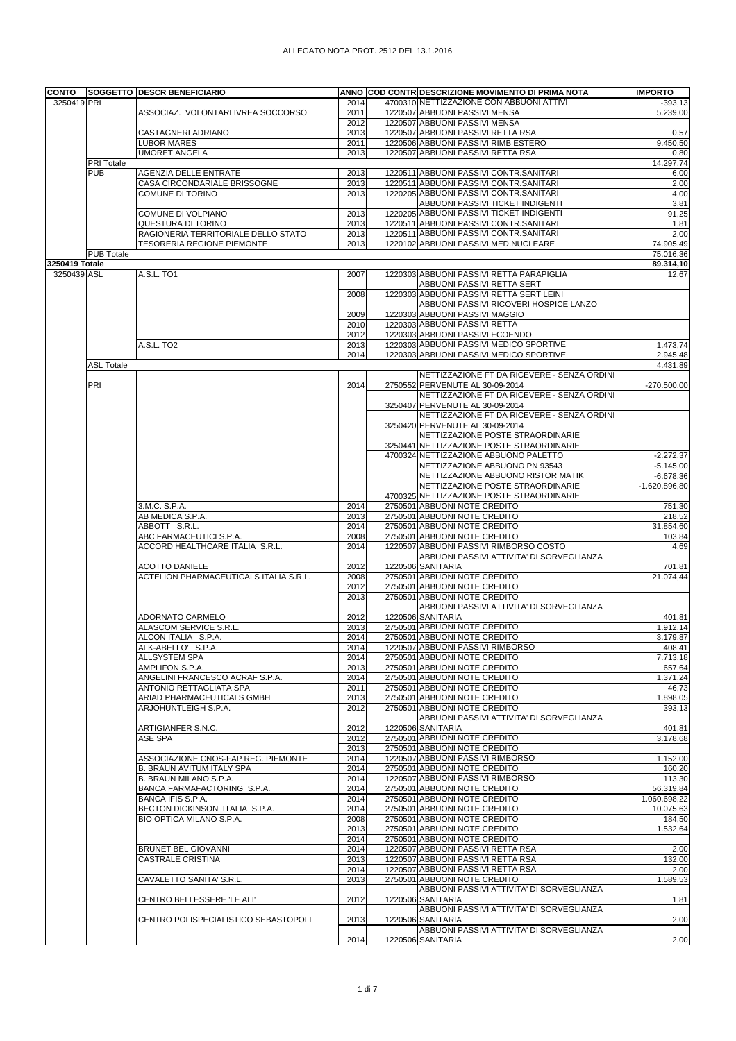ALLEGATO NOTA PROT. 2512 DEL 13.1.2016

| CONTO | SOGGETTO | DESCR BENEFICIARIO | ANNO | COD CONTR | DESCRIZIONE MOVIMENTO DI PRIMA NOTA | IMPORTO |
|---|---|---|---|---|---|---|
| 3250419 | PRI | | 2014 | 4700310 | NETTIZZAZIONE CON ABBUONI ATTIVI | -393,13 |
| | | ASSOCIAZ. VOLONTARI IVREA SOCCORSO | 2011 | 1220507 | ABBUONI PASSIVI MENSA | 5.239,00 |
| | | | 2012 | 1220507 | ABBUONI PASSIVI MENSA | |
| | | CASTAGNERI ADRIANO | 2013 | 1220507 | ABBUONI PASSIVI RETTA RSA | 0,57 |
| | | LUBOR MARES | 2011 | 1220506 | ABBUONI PASSIVI RIMB ESTERO | 9.450,50 |
| | | UMORET ANGELA | 2013 | 1220507 | ABBUONI PASSIVI RETTA RSA | 0,80 |
| | PRI Totale | | | | | 14.297,74 |
| | PUB | AGENZIA DELLE ENTRATE | 2013 | 1220511 | ABBUONI PASSIVI CONTR.SANITARI | 6,00 |
| | | CASA CIRCONDARIALE BRISSOGNE | 2013 | 1220511 | ABBUONI PASSIVI CONTR.SANITARI | 2,00 |
| | | COMUNE DI TORINO | 2013 | 1220205 | ABBUONI PASSIVI CONTR.SANITARI | 4,00 |
| | | | | | ABBUONI PASSIVI TICKET INDIGENTI | 3,81 |
| | | COMUNE DI VOLPIANO | 2013 | 1220205 | ABBUONI PASSIVI TICKET INDIGENTI | 91,25 |
| | | QUESTURA DI TORINO | 2013 | 1220511 | ABBUONI PASSIVI CONTR.SANITARI | 1,81 |
| | | RAGIONERIA TERRITORIALE DELLO STATO | 2013 | 1220511 | ABBUONI PASSIVI CONTR.SANITARI | 2,00 |
| | | TESORERIA REGIONE PIEMONTE | 2013 | 1220102 | ABBUONI PASSIVI MED.NUCLEARE | 74.905,49 |
| | PUB Totale | | | | | 75.016,36 |
| **3250419 Totale** | | | | | | **89.314,10** |
| 3250439 | ASL | A.S.L. TO1 | 2007 | 1220303 | ABBUONI PASSIVI RETTA PARAPIGLIA | 12,67 |
| | | | | | ABBUONI PASSIVI RETTA SERT | |
| | | | 2008 | 1220303 | ABBUONI PASSIVI RETTA SERT LEINI | |
| | | | | | ABBUONI PASSIVI RICOVERI HOSPICE LANZO | |
| | | | 2009 | 1220303 | ABBUONI PASSIVI MAGGIO | |
| | | | 2010 | 1220303 | ABBUONI PASSIVI RETTA | |
| | | | 2012 | 1220303 | ABBUONI PASSIVI ECOENDO | |
| | | A.S.L. TO2 | 2013 | 1220303 | ABBUONI PASSIVI MEDICO SPORTIVE | 1.473,74 |
| | | | 2014 | 1220303 | ABBUONI PASSIVI MEDICO SPORTIVE | 2.945,48 |
| | ASL Totale | | | | | 4.431,89 |
| | PRI | | 2014 | 2750552 | NETTIZZAZIONE FT DA RICEVERE - SENZA ORDINI PERVENUTE AL 30-09-2014 | -270.500,00 |
| | | | | 3250407 | NETTIZZAZIONE FT DA RICEVERE - SENZA ORDINI PERVENUTE AL 30-09-2014 | |
| | | | | 3250420 | NETTIZZAZIONE FT DA RICEVERE - SENZA ORDINI PERVENUTE AL 30-09-2014 | |
| | | | | | NETTIZZAZIONE POSTE STRAORDINARIE | |
| | | | | 3250441 | NETTIZZAZIONE POSTE STRAORDINARIE | |
| | | | | 4700324 | NETTIZZAZIONE ABBUONO PALETTO | -2.272,37 |
| | | | | | NETTIZZAZIONE ABBUONO PN 93543 | -5.145,00 |
| | | | | | NETTIZZAZIONE ABBUONO RISTOR MATIK | -6.678,36 |
| | | | | | NETTIZZAZIONE POSTE STRAORDINARIE | -1.620.896,80 |
| | | | | 4700325 | NETTIZZAZIONE POSTE STRAORDINARIE | |
| | | 3.M.C. S.P.A. | 2014 | 2750501 | ABBUONI NOTE CREDITO | 751,30 |
| | | AB MEDICA S.P.A. | 2013 | 2750501 | ABBUONI NOTE CREDITO | 218,52 |
| | | ABBOTT S.R.L. | 2014 | 2750501 | ABBUONI NOTE CREDITO | 31.854,60 |
| | | ABC FARMACEUTICI S.P.A. | 2008 | 2750501 | ABBUONI NOTE CREDITO | 103,84 |
| | | ACCORD HEALTHCARE ITALIA S.R.L. | 2014 | 1220507 | ABBUONI PASSIVI RIMBORSO COSTO | 4,69 |
| | | ACOTTO DANIELE | 2012 | 1220506 | ABBUONI PASSIVI ATTIVITA' DI SORVEGLIANZA SANITARIA | 701,81 |
| | | ACTELION PHARMACEUTICALS ITALIA S.R.L. | 2008 | 2750501 | ABBUONI NOTE CREDITO | 21.074,44 |
| | | | 2012 | 2750501 | ABBUONI NOTE CREDITO | |
| | | | 2013 | 2750501 | ABBUONI NOTE CREDITO | |
| | | ADORNATO CARMELO | 2012 | 1220506 | ABBUONI PASSIVI ATTIVITA' DI SORVEGLIANZA SANITARIA | 401,81 |
| | | ALASCOM SERVICE S.R.L. | 2013 | 2750501 | ABBUONI NOTE CREDITO | 1.912,14 |
| | | ALCON ITALIA S.P.A. | 2014 | 2750501 | ABBUONI NOTE CREDITO | 3.179,87 |
| | | ALK-ABELLO' S.P.A. | 2014 | 1220507 | ABBUONI PASSIVI RIMBORSO | 408,41 |
| | | ALLSYSTEM SPA | 2014 | 2750501 | ABBUONI NOTE CREDITO | 7.713,18 |
| | | AMPLIFON S.P.A. | 2013 | 2750501 | ABBUONI NOTE CREDITO | 657,64 |
| | | ANGELINI FRANCESCO ACRAF S.P.A. | 2014 | 2750501 | ABBUONI NOTE CREDITO | 1.371,24 |
| | | ANTONIO RETTAGLIATA SPA | 2011 | 2750501 | ABBUONI NOTE CREDITO | 46,73 |
| | | ARIAD PHARMACEUTICALS GMBH | 2013 | 2750501 | ABBUONI NOTE CREDITO | 1.898,05 |
| | | ARJOHUNTLEIGH S.P.A. | 2012 | 2750501 | ABBUONI NOTE CREDITO | 393,13 |
| | | ARTIGIANFER S.N.C. | 2012 | 1220506 | ABBUONI PASSIVI ATTIVITA' DI SORVEGLIANZA SANITARIA | 401,81 |
| | | ASE SPA | 2012 | 2750501 | ABBUONI NOTE CREDITO | 3.178,68 |
| | | | 2013 | 2750501 | ABBUONI NOTE CREDITO | |
| | | ASSOCIAZIONE CNOS-FAP REG. PIEMONTE | 2014 | 1220507 | ABBUONI PASSIVI RIMBORSO | 1.152,00 |
| | | B. BRAUN AVITUM ITALY SPA | 2014 | 2750501 | ABBUONI NOTE CREDITO | 160,20 |
| | | B. BRAUN MILANO S.P.A. | 2014 | 1220507 | ABBUONI PASSIVI RIMBORSO | 113,30 |
| | | BANCA FARMAFACTORING S.P.A. | 2014 | 2750501 | ABBUONI NOTE CREDITO | 56.319,84 |
| | | BANCA IFIS S.P.A. | 2014 | 2750501 | ABBUONI NOTE CREDITO | 1.060.698,22 |
| | | BECTON DICKINSON ITALIA S.P.A. | 2014 | 2750501 | ABBUONI NOTE CREDITO | 10.075,63 |
| | | BIO OPTICA MILANO S.P.A. | 2008 | 2750501 | ABBUONI NOTE CREDITO | 184,50 |
| | | | 2013 | 2750501 | ABBUONI NOTE CREDITO | 1.532,64 |
| | | | 2014 | 2750501 | ABBUONI NOTE CREDITO | |
| | | BRUNET BEL GIOVANNI | 2014 | 1220507 | ABBUONI PASSIVI RETTA RSA | 2,00 |
| | | CASTRALE CRISTINA | 2013 | 1220507 | ABBUONI PASSIVI RETTA RSA | 132,00 |
| | | | 2014 | 1220507 | ABBUONI PASSIVI RETTA RSA | 2,00 |
| | | CAVALETTO SANITA' S.R.L. | 2013 | 2750501 | ABBUONI NOTE CREDITO | 1.589,53 |
| | | CENTRO BELLESSERE 'LE ALI' | 2012 | 1220506 | ABBUONI PASSIVI ATTIVITA' DI SORVEGLIANZA SANITARIA | 1,81 |
| | | CENTRO POLISPECIALISTICO SEBASTOPOLI | 2013 | 1220506 | ABBUONI PASSIVI ATTIVITA' DI SORVEGLIANZA SANITARIA | 2,00 |
| | | | 2014 | 1220506 | ABBUONI PASSIVI ATTIVITA' DI SORVEGLIANZA SANITARIA | 2,00 |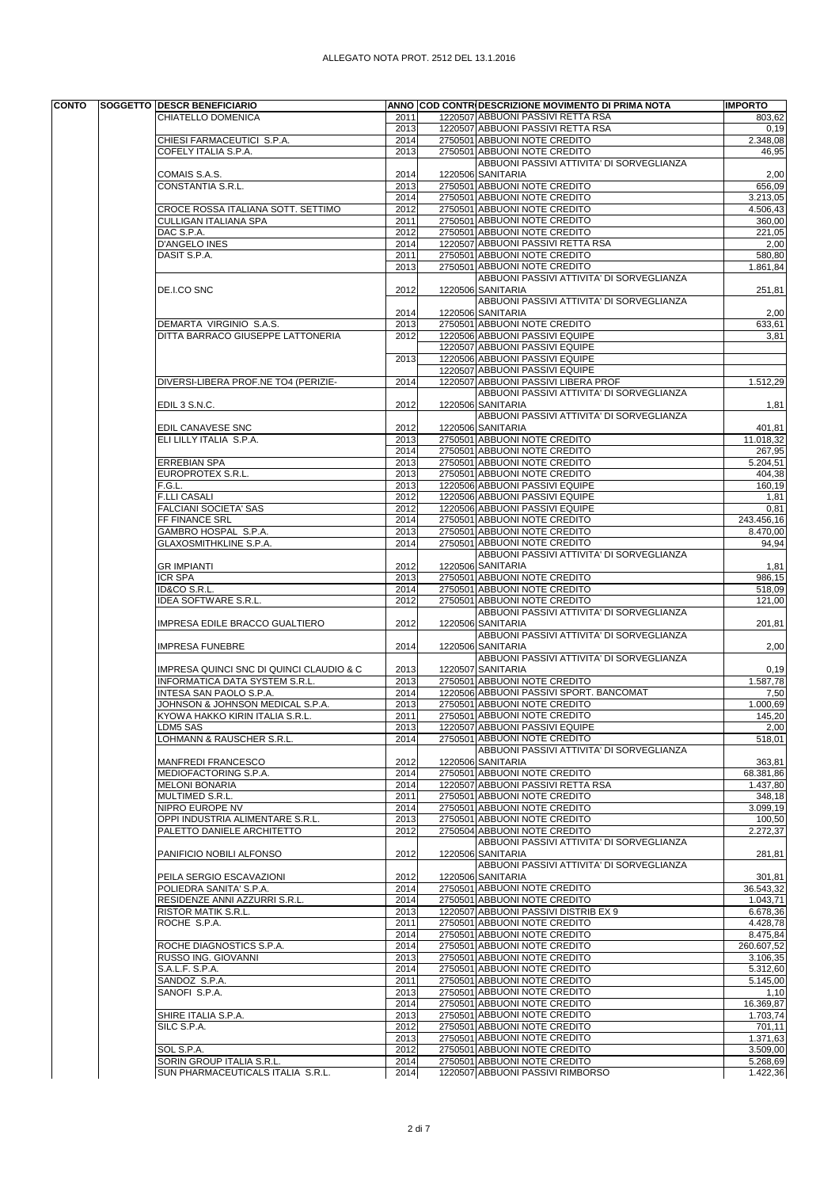ALLEGATO NOTA PROT. 2512 DEL 13.1.2016

| CONTO | SOGGETTO | DESCR BENEFICIARIO | ANNO | COD CONTR | DESCRIZIONE MOVIMENTO DI PRIMA NOTA | IMPORTO |
|---|---|---|---|---|---|---|
| | | CHIATELLO DOMENICA | 2011 | 1220507 | ABBUONI PASSIVI RETTA RSA | 803,62 |
| | | | 2013 | 1220507 | ABBUONI PASSIVI RETTA RSA | 0,19 |
| | | CHIESI FARMACEUTICI S.P.A. | 2014 | 2750501 | ABBUONI NOTE CREDITO | 2.348,08 |
| | | COFELY ITALIA S.P.A. | 2013 | 2750501 | ABBUONI NOTE CREDITO | 46,95 |
| | | COMAIS S.A.S. | 2014 | 1220506 | ABBUONI PASSIVI ATTIVITA' DI SORVEGLIANZA SANITARIA | 2,00 |
| | | CONSTANTIA S.R.L. | 2013 | 2750501 | ABBUONI NOTE CREDITO | 656,09 |
| | | | 2014 | 2750501 | ABBUONI NOTE CREDITO | 3.213,05 |
| | | CROCE ROSSA ITALIANA SOTT. SETTIMO | 2012 | 2750501 | ABBUONI NOTE CREDITO | 4.506,43 |
| | | CULLIGAN ITALIANA SPA | 2011 | 2750501 | ABBUONI NOTE CREDITO | 360,00 |
| | | DAC S.P.A. | 2012 | 2750501 | ABBUONI NOTE CREDITO | 221,05 |
| | | D'ANGELO INES | 2014 | 1220507 | ABBUONI PASSIVI RETTA RSA | 2,00 |
| | | DASIT S.P.A. | 2011 | 2750501 | ABBUONI NOTE CREDITO | 580,80 |
| | | | 2013 | 2750501 | ABBUONI NOTE CREDITO | 1.861,84 |
| | | DE.I.CO SNC | 2012 | 1220506 | ABBUONI PASSIVI ATTIVITA' DI SORVEGLIANZA SANITARIA | 251,81 |
| | | | 2014 | 1220506 | ABBUONI PASSIVI ATTIVITA' DI SORVEGLIANZA SANITARIA | 2,00 |
| | | DEMARTA VIRGINIO S.A.S. | 2013 | 2750501 | ABBUONI NOTE CREDITO | 633,61 |
| | | DITTA BARRACO GIUSEPPE LATTONERIA | 2012 | 1220506 | ABBUONI PASSIVI EQUIPE | 3,81 |
| | | | | 1220507 | ABBUONI PASSIVI EQUIPE | |
| | | | 2013 | 1220506 | ABBUONI PASSIVI EQUIPE | |
| | | | | 1220507 | ABBUONI PASSIVI EQUIPE | |
| | | DIVERSI-LIBERA PROF.NE TO4 (PERIZIE- | 2014 | 1220507 | ABBUONI PASSIVI LIBERA PROF | 1.512,29 |
| | | EDIL 3 S.N.C. | 2012 | 1220506 | ABBUONI PASSIVI ATTIVITA' DI SORVEGLIANZA SANITARIA | 1,81 |
| | | EDIL CANAVESE SNC | 2012 | 1220506 | ABBUONI PASSIVI ATTIVITA' DI SORVEGLIANZA SANITARIA | 401,81 |
| | | ELI LILLY ITALIA S.P.A. | 2013 | 2750501 | ABBUONI NOTE CREDITO | 11.018,32 |
| | | | 2014 | 2750501 | ABBUONI NOTE CREDITO | 267,95 |
| | | ERREBIAN SPA | 2013 | 2750501 | ABBUONI NOTE CREDITO | 5.204,51 |
| | | EUROPROTEX S.R.L. | 2013 | 2750501 | ABBUONI NOTE CREDITO | 404,38 |
| | | F.G.L. | 2013 | 1220506 | ABBUONI PASSIVI EQUIPE | 160,19 |
| | | F.LLI CASALI | 2012 | 1220506 | ABBUONI PASSIVI EQUIPE | 1,81 |
| | | FALCIANI SOCIETA' SAS | 2012 | 1220506 | ABBUONI PASSIVI EQUIPE | 0,81 |
| | | FF FINANCE SRL | 2014 | 2750501 | ABBUONI NOTE CREDITO | 243.456,16 |
| | | GAMBRO HOSPAL S.P.A. | 2013 | 2750501 | ABBUONI NOTE CREDITO | 8.470,00 |
| | | GLAXOSMITHKLINE S.P.A. | 2014 | 2750501 | ABBUONI NOTE CREDITO | 94,94 |
| | | GR IMPIANTI | 2012 | 1220506 | ABBUONI PASSIVI ATTIVITA' DI SORVEGLIANZA SANITARIA | 1,81 |
| | | ICR SPA | 2013 | 2750501 | ABBUONI NOTE CREDITO | 986,15 |
| | | ID&CO S.R.L. | 2014 | 2750501 | ABBUONI NOTE CREDITO | 518,09 |
| | | IDEA SOFTWARE S.R.L. | 2012 | 2750501 | ABBUONI NOTE CREDITO | 121,00 |
| | | IMPRESA EDILE BRACCO GUALTIERO | 2012 | 1220506 | ABBUONI PASSIVI ATTIVITA' DI SORVEGLIANZA SANITARIA | 201,81 |
| | | IMPRESA FUNEBRE | 2014 | 1220506 | ABBUONI PASSIVI ATTIVITA' DI SORVEGLIANZA SANITARIA | 2,00 |
| | | IMPRESA QUINCI SNC DI QUINCI CLAUDIO & C | 2013 | 1220507 | ABBUONI PASSIVI ATTIVITA' DI SORVEGLIANZA SANITARIA | 0,19 |
| | | INFORMATICA DATA SYSTEM S.R.L. | 2013 | 2750501 | ABBUONI NOTE CREDITO | 1.587,78 |
| | | INTESA SAN PAOLO S.P.A. | 2014 | 1220506 | ABBUONI PASSIVI SPORT. BANCOMAT | 7,50 |
| | | JOHNSON & JOHNSON MEDICAL S.P.A. | 2013 | 2750501 | ABBUONI NOTE CREDITO | 1.000,69 |
| | | KYOWA HAKKO KIRIN ITALIA S.R.L. | 2011 | 2750501 | ABBUONI NOTE CREDITO | 145,20 |
| | | LDM5 SAS | 2013 | 1220507 | ABBUONI PASSIVI EQUIPE | 2,00 |
| | | LOHMANN & RAUSCHER S.R.L. | 2014 | 2750501 | ABBUONI NOTE CREDITO | 518,01 |
| | | MANFREDI FRANCESCO | 2012 | 1220506 | ABBUONI PASSIVI ATTIVITA' DI SORVEGLIANZA SANITARIA | 363,81 |
| | | MEDIOFACTORING S.P.A. | 2014 | 2750501 | ABBUONI NOTE CREDITO | 68.381,86 |
| | | MELONI BONARIA | 2014 | 1220507 | ABBUONI PASSIVI RETTA RSA | 1.437,80 |
| | | MULTIMED S.R.L. | 2011 | 2750501 | ABBUONI NOTE CREDITO | 348,18 |
| | | NIPRO EUROPE NV | 2014 | 2750501 | ABBUONI NOTE CREDITO | 3.099,19 |
| | | OPPI INDUSTRIA ALIMENTARE S.R.L. | 2013 | 2750501 | ABBUONI NOTE CREDITO | 100,50 |
| | | PALETTO DANIELE ARCHITETTO | 2012 | 2750504 | ABBUONI NOTE CREDITO | 2.272,37 |
| | | PANIFICIO NOBILI ALFONSO | 2012 | 1220506 | ABBUONI PASSIVI ATTIVITA' DI SORVEGLIANZA SANITARIA | 281,81 |
| | | PEILA SERGIO ESCAVAZIONI | 2012 | 1220506 | ABBUONI PASSIVI ATTIVITA' DI SORVEGLIANZA SANITARIA | 301,81 |
| | | POLIEDRA SANITA' S.P.A. | 2014 | 2750501 | ABBUONI NOTE CREDITO | 36.543,32 |
| | | RESIDENZE ANNI AZZURRI S.R.L. | 2014 | 2750501 | ABBUONI NOTE CREDITO | 1.043,71 |
| | | RISTOR MATIK S.R.L. | 2013 | 1220507 | ABBUONI PASSIVI DISTRIB EX 9 | 6.678,36 |
| | | ROCHE S.P.A. | 2011 | 2750501 | ABBUONI NOTE CREDITO | 4.428,78 |
| | | | 2014 | 2750501 | ABBUONI NOTE CREDITO | 8.475,84 |
| | | ROCHE DIAGNOSTICS S.P.A. | 2014 | 2750501 | ABBUONI NOTE CREDITO | 260.607,52 |
| | | RUSSO ING. GIOVANNI | 2013 | 2750501 | ABBUONI NOTE CREDITO | 3.106,35 |
| | | S.A.L.F. S.P.A. | 2014 | 2750501 | ABBUONI NOTE CREDITO | 5.312,60 |
| | | SANDOZ S.P.A. | 2011 | 2750501 | ABBUONI NOTE CREDITO | 5.145,00 |
| | | SANOFI S.P.A. | 2013 | 2750501 | ABBUONI NOTE CREDITO | 1,10 |
| | | | 2014 | 2750501 | ABBUONI NOTE CREDITO | 16.369,87 |
| | | SHIRE ITALIA S.P.A. | 2013 | 2750501 | ABBUONI NOTE CREDITO | 1.703,74 |
| | | SILC S.P.A. | 2012 | 2750501 | ABBUONI NOTE CREDITO | 701,11 |
| | | | 2013 | 2750501 | ABBUONI NOTE CREDITO | 1.371,63 |
| | | SOL S.P.A. | 2012 | 2750501 | ABBUONI NOTE CREDITO | 3.509,00 |
| | | SORIN GROUP ITALIA S.R.L. | 2014 | 2750501 | ABBUONI NOTE CREDITO | 5.268,69 |
| | | SUN PHARMACEUTICALS ITALIA S.R.L. | 2014 | 1220507 | ABBUONI PASSIVI RIMBORSO | 1.422,36 |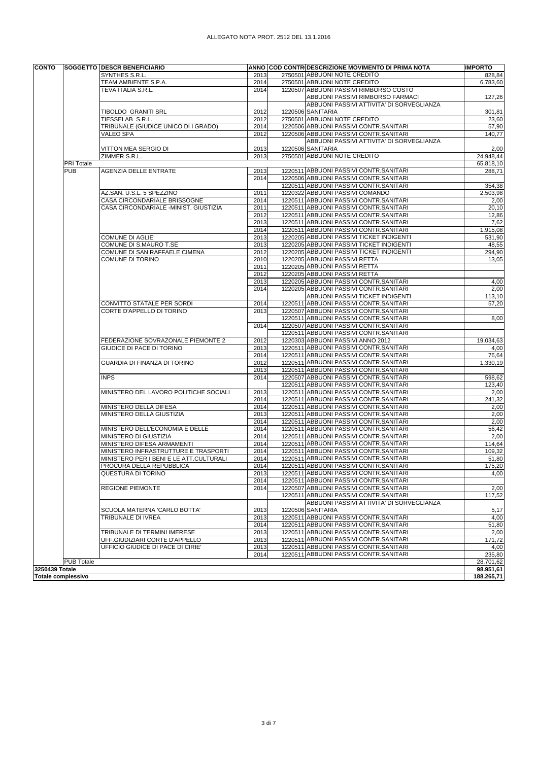ALLEGATO NOTA PROT. 2512 DEL 13.1.2016

| CONTO | SOGGETTO | DESCR BENEFICIARIO | ANNO | COD CONTR | DESCRIZIONE MOVIMENTO DI PRIMA NOTA | IMPORTO |
|---|---|---|---|---|---|---|
| | | SYNTHES S.R.L. | 2013 | 2750501 | ABBUONI NOTE CREDITO | 828,84 |
| | | TEAM AMBIENTE S.P.A. | 2014 | 2750501 | ABBUONI NOTE CREDITO | 6.783,60 |
| | | TEVA ITALIA S.R.L. | 2014 | 1220507 | ABBUONI PASSIVI RIMBORSO COSTO | |
| | | | | | ABBUONI PASSIVI RIMBORSO FARMACI | 127,26 |
| | | TIBOLDO GRANITI SRL | 2012 | 1220506 | ABBUONI PASSIVI ATTIVITA' DI SORVEGLIANZA SANITARIA | 301,81 |
| | | TIESSELAB S.R.L. | 2012 | 2750501 | ABBUONI NOTE CREDITO | 23,60 |
| | | TRIBUNALE (GIUDICE UNICO DI I GRADO) | 2014 | 1220506 | ABBUONI PASSIVI CONTR.SANITARI | 57,90 |
| | | VALEO SPA | 2012 | 1220506 | ABBUONI PASSIVI CONTR.SANITARI | 140,77 |
| | | VITTON MEA SERGIO DI | 2013 | 1220506 | ABBUONI PASSIVI ATTIVITA' DI SORVEGLIANZA SANITARIA | 2,00 |
| | | ZIMMER S.R.L. | 2013 | 2750501 | ABBUONI NOTE CREDITO | 24.948,44 |
| | PRI Totale | | | | | 65.818,10 |
| | PUB | AGENZIA DELLE ENTRATE | 2013 | 1220511 | ABBUONI PASSIVI CONTR.SANITARI | 288,71 |
| | | | 2014 | 1220506 | ABBUONI PASSIVI CONTR.SANITARI | |
| | | | | 1220511 | ABBUONI PASSIVI CONTR.SANITARI | 354,38 |
| | | AZ.SAN. U.S.L. 5 SPEZZINO | 2011 | 1220322 | ABBUONI PASSIVI COMANDO | 2.503,98 |
| | | CASA CIRCONDARIALE BRISSOGNE | 2014 | 1220511 | ABBUONI PASSIVI CONTR.SANITARI | 2,00 |
| | | CASA CIRCONDARIALE -MINIST. GIUSTIZIA | 2011 | 1220511 | ABBUONI PASSIVI CONTR.SANITARI | 20,10 |
| | | | 2012 | 1220511 | ABBUONI PASSIVI CONTR.SANITARI | 12,86 |
| | | | 2013 | 1220511 | ABBUONI PASSIVI CONTR.SANITARI | 7,62 |
| | | | 2014 | 1220511 | ABBUONI PASSIVI CONTR.SANITARI | 1.915,08 |
| | | COMUNE DI AGLIE' | 2013 | 1220205 | ABBUONI PASSIVI TICKET INDIGENTI | 531,90 |
| | | COMUNE DI S.MAURO T.SE | 2013 | 1220205 | ABBUONI PASSIVI TICKET INDIGENTI | 48,55 |
| | | COMUNE DI SAN RAFFAELE CIMENA | 2012 | 1220205 | ABBUONI PASSIVI TICKET INDIGENTI | 294,90 |
| | | COMUNE DI TORINO | 2010 | 1220205 | ABBUONI PASSIVI RETTA | 13,05 |
| | | | 2011 | 1220205 | ABBUONI PASSIVI RETTA | |
| | | | 2012 | 1220205 | ABBUONI PASSIVI RETTA | |
| | | | 2013 | 1220205 | ABBUONI PASSIVI CONTR.SANITARI | 4,00 |
| | | | 2014 | 1220205 | ABBUONI PASSIVI CONTR.SANITARI | 2,00 |
| | | | | | ABBUONI PASSIVI TICKET INDIGENTI | 113,10 |
| | | CONVITTO STATALE PER SORDI | 2014 | 1220511 | ABBUONI PASSIVI CONTR.SANITARI | 57,20 |
| | | CORTE D'APPELLO DI TORINO | 2013 | 1220507 | ABBUONI PASSIVI CONTR.SANITARI | |
| | | | | 1220511 | ABBUONI PASSIVI CONTR.SANITARI | 8,00 |
| | | | 2014 | 1220507 | ABBUONI PASSIVI CONTR.SANITARI | |
| | | | | 1220511 | ABBUONI PASSIVI CONTR.SANITARI | |
| | | FEDERAZIONE SOVRAZONALE PIEMONTE 2 | 2012 | 1220303 | ABBUONI PASSIVI ANNO 2012 | 19.034,63 |
| | | GIUDICE DI PACE DI TORINO | 2013 | 1220511 | ABBUONI PASSIVI CONTR.SANITARI | 4,00 |
| | | | 2014 | 1220511 | ABBUONI PASSIVI CONTR.SANITARI | 76,64 |
| | | GUARDIA DI FINANZA DI TORINO | 2012 | 1220511 | ABBUONI PASSIVI CONTR.SANITARI | 1.330,19 |
| | | | 2013 | 1220511 | ABBUONI PASSIVI CONTR.SANITARI | |
| | | INPS | 2014 | 1220507 | ABBUONI PASSIVI CONTR.SANITARI | 598,62 |
| | | | | 1220511 | ABBUONI PASSIVI CONTR.SANITARI | 123,40 |
| | | MINISTERO DEL LAVORO POLITICHE SOCIALI | 2013 | 1220511 | ABBUONI PASSIVI CONTR.SANITARI | 2,00 |
| | | | 2014 | 1220511 | ABBUONI PASSIVI CONTR.SANITARI | 241,32 |
| | | MINISTERO DELLA DIFESA | 2014 | 1220511 | ABBUONI PASSIVI CONTR.SANITARI | 2,00 |
| | | MINISTERO DELLA GIUSTIZIA | 2013 | 1220511 | ABBUONI PASSIVI CONTR.SANITARI | 2,00 |
| | | | 2014 | 1220511 | ABBUONI PASSIVI CONTR.SANITARI | 2,00 |
| | | MINISTERO DELL'ECONOMIA E DELLE | 2014 | 1220511 | ABBUONI PASSIVI CONTR.SANITARI | 56,42 |
| | | MINISTERO DI GIUSTIZIA | 2014 | 1220511 | ABBUONI PASSIVI CONTR.SANITARI | 2,00 |
| | | MINISTERO DIFESA ARMAMENTI | 2014 | 1220511 | ABBUONI PASSIVI CONTR.SANITARI | 114,64 |
| | | MINISTERO INFRASTRUTTURE E TRASPORTI | 2014 | 1220511 | ABBUONI PASSIVI CONTR.SANITARI | 109,32 |
| | | MINISTERO PER I BENI E LE ATT.CULTURALI | 2014 | 1220511 | ABBUONI PASSIVI CONTR.SANITARI | 51,80 |
| | | PROCURA DELLA REPUBBLICA | 2014 | 1220511 | ABBUONI PASSIVI CONTR.SANITARI | 175,20 |
| | | QUESTURA DI TORINO | 2013 | 1220511 | ABBUONI PASSIVI CONTR.SANITARI | 4,00 |
| | | | 2014 | 1220511 | ABBUONI PASSIVI CONTR.SANITARI | |
| | | REGIONE PIEMONTE | 2014 | 1220507 | ABBUONI PASSIVI CONTR.SANITARI | 2,00 |
| | | | | 1220511 | ABBUONI PASSIVI CONTR.SANITARI | 117,52 |
| | | SCUOLA MATERNA 'CARLO BOTTA' | 2013 | 1220506 | ABBUONI PASSIVI ATTIVITA' DI SORVEGLIANZA SANITARIA | 5,17 |
| | | TRIBUNALE DI IVREA | 2013 | 1220511 | ABBUONI PASSIVI CONTR.SANITARI | 4,00 |
| | | | 2014 | 1220511 | ABBUONI PASSIVI CONTR.SANITARI | 51,80 |
| | | TRIBUNALE DI TERMINI IMERESE | 2013 | 1220511 | ABBUONI PASSIVI CONTR.SANITARI | 2,00 |
| | | UFF.GIUDIZIARI CORTE D'APPELLO | 2013 | 1220511 | ABBUONI PASSIVI CONTR.SANITARI | 171,72 |
| | | UFFICIO GIUDICE DI PACE DI CIRIE' | 2013 | 1220511 | ABBUONI PASSIVI CONTR.SANITARI | 4,00 |
| | | | 2014 | 1220511 | ABBUONI PASSIVI CONTR.SANITARI | 235,80 |
| | PUB Totale | | | | | 28.701,62 |
| 3250439 Totale | | | | | | 98.951,61 |
| Totale complessivo | | | | | | 188.265,71 |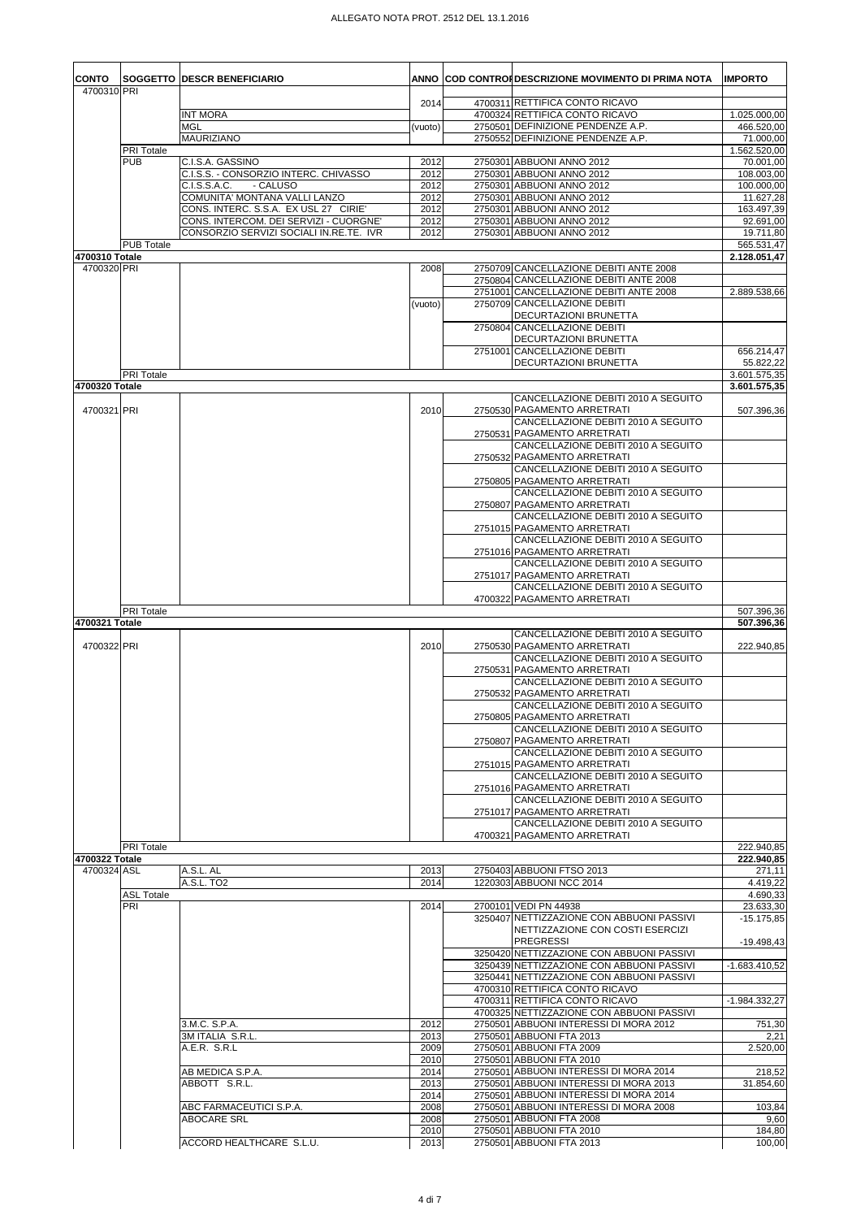ALLEGATO NOTA PROT. 2512 DEL 13.1.2016

| CONTO | SOGGETTO | DESCR BENEFICIARIO | ANNO | COD CONTRO | DESCRIZIONE MOVIMENTO DI PRIMA NOTA | IMPORTO |
|---|---|---|---|---|---|---|
| 4700310 | PRI | | 2014 | 4700311 | RETTIFICA CONTO RICAVO | |
| | | INT MORA | | 4700324 | RETTIFICA CONTO RICAVO | 1.025.000,00 |
| | | MGL | (vuoto) | 2750501 | DEFINIZIONE PENDENZE A.P. | 466.520,00 |
| | | MAURIZIANO | | 2750552 | DEFINIZIONE PENDENZE A.P. | 71.000,00 |
| | PRI Totale | | | | | 1.562.520,00 |
| | PUB | C.I.S.A. GASSINO | 2012 | 2750301 | ABBUONI ANNO 2012 | 70.001,00 |
| | | C.I.S.S. - CONSORZIO INTERC. CHIVASSO | 2012 | 2750301 | ABBUONI ANNO 2012 | 108.003,00 |
| | | C.I.S.S.A.C. - CALUSO | 2012 | 2750301 | ABBUONI ANNO 2012 | 100.000,00 |
| | | COMUNITA' MONTANA VALLI LANZO | 2012 | 2750301 | ABBUONI ANNO 2012 | 11.627,28 |
| | | CONS. INTERC. S.S.A. EX USL 27 CIRIE' | 2012 | 2750301 | ABBUONI ANNO 2012 | 163.497,39 |
| | | CONS. INTERCOM. DEI SERVIZI - CUORGNE' | 2012 | 2750301 | ABBUONI ANNO 2012 | 92.691,00 |
| | | CONSORZIO SERVIZI SOCIALI IN.RE.TE. IVR | 2012 | 2750301 | ABBUONI ANNO 2012 | 19.711,80 |
| | PUB Totale | | | | | 565.531,47 |
| **4700310 Totale** | | | | | | **2.128.051,47** |
| 4700320 | PRI | | 2008 | 2750709 | CANCELLAZIONE DEBITI ANTE 2008 | |
| | | | | 2750804 | CANCELLAZIONE DEBITI ANTE 2008 | |
| | | | | 2751001 | CANCELLAZIONE DEBITI ANTE 2008 | 2.889.538,66 |
| | | | (vuoto) | 2750709 | CANCELLAZIONE DEBITI DECURTAZIONI BRUNETTA | |
| | | | | 2750804 | CANCELLAZIONE DEBITI DECURTAZIONI BRUNETTA | |
| | | | | 2751001 | CANCELLAZIONE DEBITI DECURTAZIONI BRUNETTA | 656.214,47 |
| | | | | | | 55.822,22 |
| | PRI Totale | | | | | 3.601.575,35 |
| **4700320 Totale** | | | | | | **3.601.575,35** |
| 4700321 | PRI | | 2010 | 2750530 | CANCELLAZIONE DEBITI 2010 A SEGUITO PAGAMENTO ARRETRATI | 507.396,36 |
| | | | | 2750531 | CANCELLAZIONE DEBITI 2010 A SEGUITO PAGAMENTO ARRETRATI | |
| | | | | 2750532 | CANCELLAZIONE DEBITI 2010 A SEGUITO PAGAMENTO ARRETRATI | |
| | | | | 2750805 | CANCELLAZIONE DEBITI 2010 A SEGUITO PAGAMENTO ARRETRATI | |
| | | | | 2750807 | CANCELLAZIONE DEBITI 2010 A SEGUITO PAGAMENTO ARRETRATI | |
| | | | | 2751015 | CANCELLAZIONE DEBITI 2010 A SEGUITO PAGAMENTO ARRETRATI | |
| | | | | 2751016 | CANCELLAZIONE DEBITI 2010 A SEGUITO PAGAMENTO ARRETRATI | |
| | | | | 2751017 | CANCELLAZIONE DEBITI 2010 A SEGUITO PAGAMENTO ARRETRATI | |
| | | | | 4700322 | CANCELLAZIONE DEBITI 2010 A SEGUITO PAGAMENTO ARRETRATI | |
| | PRI Totale | | | | | 507.396,36 |
| **4700321 Totale** | | | | | | **507.396,36** |
| 4700322 | PRI | | 2010 | 2750530 | CANCELLAZIONE DEBITI 2010 A SEGUITO PAGAMENTO ARRETRATI | 222.940,85 |
| | | | | 2750531 | CANCELLAZIONE DEBITI 2010 A SEGUITO PAGAMENTO ARRETRATI | |
| | | | | 2750532 | CANCELLAZIONE DEBITI 2010 A SEGUITO PAGAMENTO ARRETRATI | |
| | | | | 2750805 | CANCELLAZIONE DEBITI 2010 A SEGUITO PAGAMENTO ARRETRATI | |
| | | | | 2750807 | CANCELLAZIONE DEBITI 2010 A SEGUITO PAGAMENTO ARRETRATI | |
| | | | | 2751015 | CANCELLAZIONE DEBITI 2010 A SEGUITO PAGAMENTO ARRETRATI | |
| | | | | 2751016 | CANCELLAZIONE DEBITI 2010 A SEGUITO PAGAMENTO ARRETRATI | |
| | | | | 2751017 | CANCELLAZIONE DEBITI 2010 A SEGUITO PAGAMENTO ARRETRATI | |
| | | | | 4700321 | CANCELLAZIONE DEBITI 2010 A SEGUITO PAGAMENTO ARRETRATI | |
| | PRI Totale | | | | | 222.940,85 |
| **4700322 Totale** | | | | | | **222.940,85** |
| 4700324 | ASL | A.S.L. AL | 2013 | 2750403 | ABBUONI FTSO 2013 | 271,11 |
| | | A.S.L. TO2 | 2014 | 1220303 | ABBUONI NCC 2014 | 4.419,22 |
| | ASL Totale | | | | | 4.690,33 |
| | PRI | | 2014 | 2700101 | VEDI PN 44938 | 23.633,30 |
| | | | | 3250407 | NETTIZZAZIONE CON ABBUONI PASSIVI | -15.175,85 |
| | | | | | NETTIZZAZIONE CON COSTI ESERCIZI PREGRESSI | -19.498,43 |
| | | | | 3250420 | NETTIZZAZIONE CON ABBUONI PASSIVI | |
| | | | | 3250439 | NETTIZZAZIONE CON ABBUONI PASSIVI | -1.683.410,52 |
| | | | | 3250441 | NETTIZZAZIONE CON ABBUONI PASSIVI | |
| | | | | 4700310 | RETTIFICA CONTO RICAVO | |
| | | | | 4700311 | RETTIFICA CONTO RICAVO | -1.984.332,27 |
| | | | | 4700325 | NETTIZZAZIONE CON ABBUONI PASSIVI | |
| | | 3.M.C. S.P.A. | 2012 | 2750501 | ABBUONI INTERESSI DI MORA 2012 | 751,30 |
| | | 3M ITALIA S.R.L. | 2013 | 2750501 | ABBUONI FTA 2013 | 2,21 |
| | | A.E.R. S.R.L | 2009 | 2750501 | ABBUONI FTA 2009 | 2.520,00 |
| | | | 2010 | 2750501 | ABBUONI FTA 2010 | |
| | | AB MEDICA S.P.A. | 2014 | 2750501 | ABBUONI INTERESSI DI MORA 2014 | 218,52 |
| | | ABBOTT S.R.L. | 2013 | 2750501 | ABBUONI INTERESSI DI MORA 2013 | 31.854,60 |
| | | | 2014 | 2750501 | ABBUONI INTERESSI DI MORA 2014 | |
| | | ABC FARMACEUTICI S.P.A. | 2008 | 2750501 | ABBUONI INTERESSI DI MORA 2008 | 103,84 |
| | | ABOCARE SRL | 2008 | 2750501 | ABBUONI FTA 2008 | 9,60 |
| | | | 2010 | 2750501 | ABBUONI FTA 2010 | 184,80 |
| | | ACCORD HEALTHCARE S.L.U. | 2013 | 2750501 | ABBUONI FTA 2013 | 100,00 |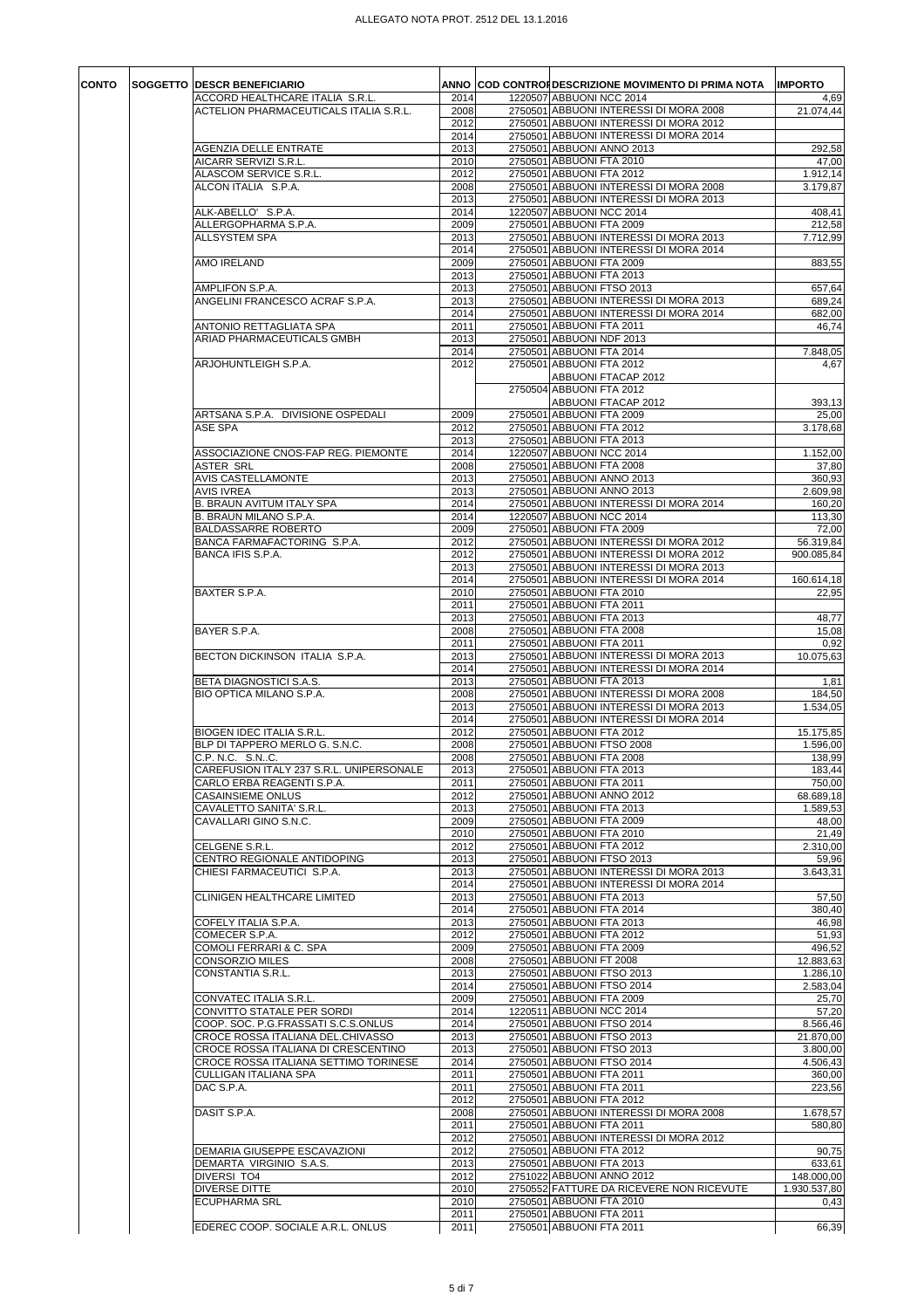| CONTO | SOGGETTO | DESCR BENEFICIARIO | ANNO | COD CONTROP | DESCRIZIONE MOVIMENTO DI PRIMA NOTA | IMPORTO |
|---|---|---|---|---|---|---|
| | | ACCORD HEALTHCARE ITALIA S.R.L. | 2014 | 1220507 | ABBUONI NCC 2014 | 4,69 |
| | | ACTELION PHARMACEUTICALS ITALIA S.R.L. | 2008 | 2750501 | ABBUONI INTERESSI DI MORA 2008 | 21.074,44 |
| | | | 2012 | 2750501 | ABBUONI INTERESSI DI MORA 2012 | |
| | | | 2014 | 2750501 | ABBUONI INTERESSI DI MORA 2014 | |
| | | AGENZIA DELLE ENTRATE | 2013 | 2750501 | ABBUONI ANNO 2013 | 292,58 |
| | | AICARR SERVIZI S.R.L. | 2010 | 2750501 | ABBUONI FTA 2010 | 47,00 |
| | | ALASCOM SERVICE S.R.L. | 2012 | 2750501 | ABBUONI FTA 2012 | 1.912,14 |
| | | ALCON ITALIA S.P.A. | 2008 | 2750501 | ABBUONI INTERESSI DI MORA 2008 | 3.179,87 |
| | | | 2013 | 2750501 | ABBUONI INTERESSI DI MORA 2013 | |
| | | ALK-ABELLO' S.P.A. | 2014 | 1220507 | ABBUONI NCC 2014 | 408,41 |
| | | ALLERGOPHARMA S.P.A. | 2009 | 2750501 | ABBUONI FTA 2009 | 212,58 |
| | | ALLSYSTEM SPA | 2013 | 2750501 | ABBUONI INTERESSI DI MORA 2013 | 7.712,99 |
| | | | 2014 | 2750501 | ABBUONI INTERESSI DI MORA 2014 | |
| | | AMO IRELAND | 2009 | 2750501 | ABBUONI FTA 2009 | 883,55 |
| | | | 2013 | 2750501 | ABBUONI FTA 2013 | |
| | | AMPLIFON S.P.A. | 2013 | 2750501 | ABBUONI FTSO 2013 | 657,64 |
| | | ANGELINI FRANCESCO ACRAF S.P.A. | 2013 | 2750501 | ABBUONI INTERESSI DI MORA 2013 | 689,24 |
| | | | 2014 | 2750501 | ABBUONI INTERESSI DI MORA 2014 | 682,00 |
| | | ANTONIO RETTAGLIATA SPA | 2011 | 2750501 | ABBUONI FTA 2011 | 46,74 |
| | | ARIAD PHARMACEUTICALS GMBH | 2013 | 2750501 | ABBUONI NDF 2013 | |
| | | | 2014 | 2750501 | ABBUONI FTA 2014 | 7.848,05 |
| | | ARJOHUNTLEIGH S.P.A. | 2012 | 2750501 | ABBUONI FTA 2012 | 4,67 |
| | | | | | ABBUONI FTACAP 2012 | |
| | | | | 2750504 | ABBUONI FTA 2012 | |
| | | | | | ABBUONI FTACAP 2012 | 393,13 |
| | | ARTSANA S.P.A. DIVISIONE OSPEDALI | 2009 | 2750501 | ABBUONI FTA 2009 | 25,00 |
| | | ASE SPA | 2012 | 2750501 | ABBUONI FTA 2012 | 3.178,68 |
| | | | 2013 | 2750501 | ABBUONI FTA 2013 | |
| | | ASSOCIAZIONE CNOS-FAP REG. PIEMONTE | 2014 | 1220507 | ABBUONI NCC 2014 | 1.152,00 |
| | | ASTER SRL | 2008 | 2750501 | ABBUONI FTA 2008 | 37,80 |
| | | AVIS CASTELLAMONTE | 2013 | 2750501 | ABBUONI ANNO 2013 | 360,93 |
| | | AVIS IVREA | 2013 | 2750501 | ABBUONI ANNO 2013 | 2.609,98 |
| | | B. BRAUN AVITUM ITALY SPA | 2014 | 2750501 | ABBUONI INTERESSI DI MORA 2014 | 160,20 |
| | | B. BRAUN MILANO S.P.A. | 2014 | 1220507 | ABBUONI NCC 2014 | 113,30 |
| | | BALDASSARRE ROBERTO | 2009 | 2750501 | ABBUONI FTA 2009 | 72,00 |
| | | BANCA FARMAFACTORING S.P.A. | 2012 | 2750501 | ABBUONI INTERESSI DI MORA 2012 | 56.319,84 |
| | | BANCA IFIS S.P.A. | 2012 | 2750501 | ABBUONI INTERESSI DI MORA 2012 | 900.085,84 |
| | | | 2013 | 2750501 | ABBUONI INTERESSI DI MORA 2013 | |
| | | | 2014 | 2750501 | ABBUONI INTERESSI DI MORA 2014 | 160.614,18 |
| | | BAXTER S.P.A. | 2010 | 2750501 | ABBUONI FTA 2010 | 22,95 |
| | | | 2011 | 2750501 | ABBUONI FTA 2011 | |
| | | | 2013 | 2750501 | ABBUONI FTA 2013 | 48,77 |
| | | BAYER S.P.A. | 2008 | 2750501 | ABBUONI FTA 2008 | 15,08 |
| | | | 2011 | 2750501 | ABBUONI FTA 2011 | 0,92 |
| | | BECTON DICKINSON ITALIA S.P.A. | 2013 | 2750501 | ABBUONI INTERESSI DI MORA 2013 | 10.075,63 |
| | | | 2014 | 2750501 | ABBUONI INTERESSI DI MORA 2014 | |
| | | BETA DIAGNOSTICI S.A.S. | 2013 | 2750501 | ABBUONI FTA 2013 | 1,81 |
| | | BIO OPTICA MILANO S.P.A. | 2008 | 2750501 | ABBUONI INTERESSI DI MORA 2008 | 184,50 |
| | | | 2013 | 2750501 | ABBUONI INTERESSI DI MORA 2013 | 1.534,05 |
| | | | 2014 | 2750501 | ABBUONI INTERESSI DI MORA 2014 | |
| | | BIOGEN IDEC ITALIA S.R.L. | 2012 | 2750501 | ABBUONI FTA 2012 | 15.175,85 |
| | | BLP DI TAPPERO MERLO G. S.N.C. | 2008 | 2750501 | ABBUONI FTSO 2008 | 1.596,00 |
| | | C.P. N.C. S.N..C. | 2008 | 2750501 | ABBUONI FTA 2008 | 138,99 |
| | | CAREFUSION ITALY 237 S.R.L. UNIPERSONALE | 2013 | 2750501 | ABBUONI FTA 2013 | 183,44 |
| | | CARLO ERBA REAGENTI S.P.A. | 2011 | 2750501 | ABBUONI FTA 2011 | 750,00 |
| | | CASAINSIEME ONLUS | 2012 | 2750501 | ABBUONI ANNO 2012 | 68.689,18 |
| | | CAVALETTO SANITA' S.R.L. | 2013 | 2750501 | ABBUONI FTA 2013 | 1.589,53 |
| | | CAVALLARI GINO S.N.C. | 2009 | 2750501 | ABBUONI FTA 2009 | 48,00 |
| | | | 2010 | 2750501 | ABBUONI FTA 2010 | 21,49 |
| | | CELGENE S.R.L. | 2012 | 2750501 | ABBUONI FTA 2012 | 2.310,00 |
| | | CENTRO REGIONALE ANTIDOPING | 2013 | 2750501 | ABBUONI FTSO 2013 | 59,96 |
| | | CHIESI FARMACEUTICI S.P.A. | 2013 | 2750501 | ABBUONI INTERESSI DI MORA 2013 | 3.643,31 |
| | | | 2014 | 2750501 | ABBUONI INTERESSI DI MORA 2014 | |
| | | CLINIGEN HEALTHCARE LIMITED | 2013 | 2750501 | ABBUONI FTA 2013 | 57,50 |
| | | | 2014 | 2750501 | ABBUONI FTA 2014 | 380,40 |
| | | COFELY ITALIA S.P.A. | 2013 | 2750501 | ABBUONI FTA 2013 | 46,98 |
| | | COMECER S.P.A. | 2012 | 2750501 | ABBUONI FTA 2012 | 51,93 |
| | | COMOLI FERRARI & C. SPA | 2009 | 2750501 | ABBUONI FTA 2009 | 496,52 |
| | | CONSORZIO MILES | 2008 | 2750501 | ABBUONI FT 2008 | 12.883,63 |
| | | CONSTANTIA S.R.L. | 2013 | 2750501 | ABBUONI FTSO 2013 | 1.286,10 |
| | | | 2014 | 2750501 | ABBUONI FTSO 2014 | 2.583,04 |
| | | CONVATEC ITALIA S.R.L. | 2009 | 2750501 | ABBUONI FTA 2009 | 25,70 |
| | | CONVITTO STATALE PER SORDI | 2014 | 1220511 | ABBUONI NCC 2014 | 57,20 |
| | | COOP. SOC. P.G.FRASSATI S.C.S.ONLUS | 2014 | 2750501 | ABBUONI FTSO 2014 | 8.566,46 |
| | | CROCE ROSSA ITALIANA DEL.CHIVASSO | 2013 | 2750501 | ABBUONI FTSO 2013 | 21.870,00 |
| | | CROCE ROSSA ITALIANA DI CRESCENTINO | 2013 | 2750501 | ABBUONI FTSO 2013 | 3.800,00 |
| | | CROCE ROSSA ITALIANA SETTIMO TORINESE | 2014 | 2750501 | ABBUONI FTSO 2014 | 4.506,43 |
| | | CULLIGAN ITALIANA SPA | 2011 | 2750501 | ABBUONI FTA 2011 | 360,00 |
| | | DAC S.P.A. | 2011 | 2750501 | ABBUONI FTA 2011 | 223,56 |
| | | | 2012 | 2750501 | ABBUONI FTA 2012 | |
| | | DASIT S.P.A. | 2008 | 2750501 | ABBUONI INTERESSI DI MORA 2008 | 1.678,57 |
| | | | 2011 | 2750501 | ABBUONI FTA 2011 | 580,80 |
| | | | 2012 | 2750501 | ABBUONI INTERESSI DI MORA 2012 | |
| | | DEMARIA GIUSEPPE ESCAVAZIONI | 2012 | 2750501 | ABBUONI FTA 2012 | 90,75 |
| | | DEMARTA VIRGINIO S.A.S. | 2013 | 2750501 | ABBUONI FTA 2013 | 633,61 |
| | | DIVERSI TO4 | 2012 | 2751022 | ABBUONI ANNO 2012 | 148.000,00 |
| | | DIVERSE DITTE | 2010 | 2750552 | FATTURE DA RICEVERE NON RICEVUTE | 1.930.537,80 |
| | | ECUPHARMA SRL | 2010 | 2750501 | ABBUONI FTA 2010 | 0,43 |
| | | | 2011 | 2750501 | ABBUONI FTA 2011 | |
| | | EDEREC COOP. SOCIALE A.R.L. ONLUS | 2011 | 2750501 | ABBUONI FTA 2011 | 66,39 |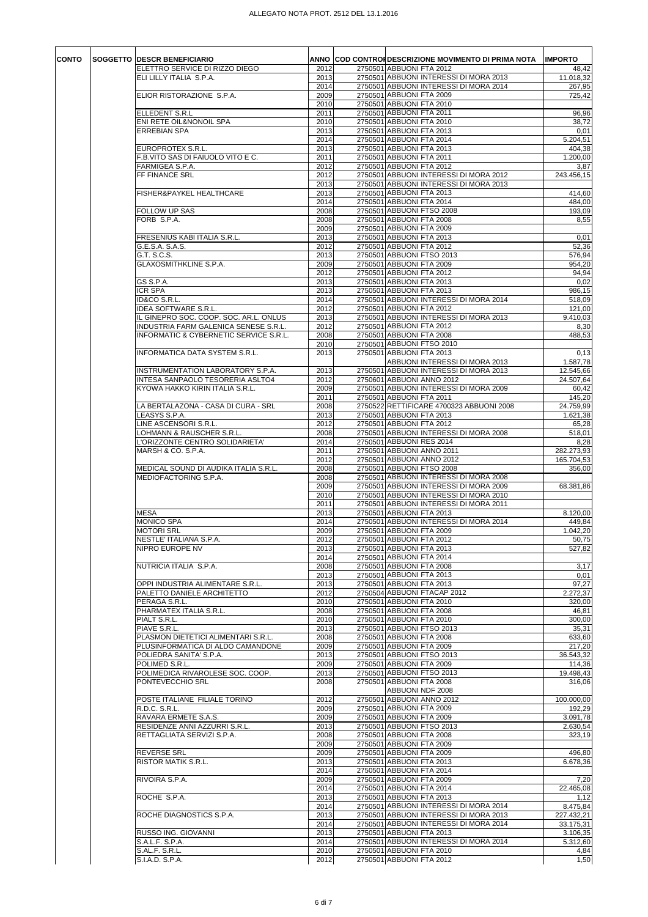| CONTO | SOGGETTO | DESCR BENEFICIARIO | ANNO | COD CONTROP | DESCRIZIONE MOVIMENTO DI PRIMA NOTA | IMPORTO |
|---|---|---|---|---|---|---|
| | | ELETTRO SERVICE DI RIZZO DIEGO | 2012 | 2750501 | ABBUONI FTA 2012 | 48,42 |
| | | ELI LILLY ITALIA S.P.A. | 2013 | 2750501 | ABBUONI INTERESSI DI MORA 2013 | 11.018,32 |
| | | | 2014 | 2750501 | ABBUONI INTERESSI DI MORA 2014 | 267,95 |
| | | ELIOR RISTORAZIONE S.P.A. | 2009 | 2750501 | ABBUONI FTA 2009 | 725,42 |
| | | | 2010 | 2750501 | ABBUONI FTA 2010 | |
| | | ELLEDENT S.R.L | 2011 | 2750501 | ABBUONI FTA 2011 | 96,96 |
| | | ENI RETE OIL&NONOIL SPA | 2010 | 2750501 | ABBUONI FTA 2010 | 38,72 |
| | | ERREBIAN SPA | 2013 | 2750501 | ABBUONI FTA 2013 | 0,01 |
| | | | 2014 | 2750501 | ABBUONI FTA 2014 | 5.204,51 |
| | | EUROPROTEX S.R.L. | 2013 | 2750501 | ABBUONI FTA 2013 | 404,38 |
| | | F.B.VITO SAS DI FAIUOLO VITO E C. | 2011 | 2750501 | ABBUONI FTA 2011 | 1.200,00 |
| | | FARMIGEA S.P.A. | 2012 | 2750501 | ABBUONI FTA 2012 | 3,87 |
| | | FF FINANCE SRL | 2012 | 2750501 | ABBUONI INTERESSI DI MORA 2012 | 243.456,15 |
| | | | 2013 | 2750501 | ABBUONI INTERESSI DI MORA 2013 | |
| | | FISHER&PAYKEL HEALTHCARE | 2013 | 2750501 | ABBUONI FTA 2013 | 414,60 |
| | | | 2014 | 2750501 | ABBUONI FTA 2014 | 484,00 |
| | | FOLLOW UP SAS | 2008 | 2750501 | ABBUONI FTSO 2008 | 193,09 |
| | | FORB S.P.A. | 2008 | 2750501 | ABBUONI FTA 2008 | 8,55 |
| | | | 2009 | 2750501 | ABBUONI FTA 2009 | |
| | | FRESENIUS KABI ITALIA S.R.L. | 2013 | 2750501 | ABBUONI FTA 2013 | 0,01 |
| | | G.E.S.A. S.A.S. | 2012 | 2750501 | ABBUONI FTA 2012 | 52,36 |
| | | G.T. S.C.S. | 2013 | 2750501 | ABBUONI FTSO 2013 | 576,94 |
| | | GLAXOSMITHKLINE S.P.A. | 2009 | 2750501 | ABBUONI FTA 2009 | 954,20 |
| | | | 2012 | 2750501 | ABBUONI FTA 2012 | 94,94 |
| | | GS S.P.A. | 2013 | 2750501 | ABBUONI FTA 2013 | 0,02 |
| | | ICR SPA | 2013 | 2750501 | ABBUONI FTA 2013 | 986,15 |
| | | ID&CO S.R.L. | 2014 | 2750501 | ABBUONI INTERESSI DI MORA 2014 | 518,09 |
| | | IDEA SOFTWARE S.R.L. | 2012 | 2750501 | ABBUONI FTA 2012 | 121,00 |
| | | IL GINEPRO SOC. COOP. SOC. AR.L. ONLUS | 2013 | 2750501 | ABBUONI INTERESSI DI MORA 2013 | 9.410,03 |
| | | INDUSTRIA FARM GALENICA SENESE S.R.L. | 2012 | 2750501 | ABBUONI FTA 2012 | 8,30 |
| | | INFORMATIC & CYBERNETIC SERVICE S.R.L. | 2008 | 2750501 | ABBUONI FTA 2008 | 488,53 |
| | | | 2010 | 2750501 | ABBUONI FTSO 2010 | |
| | | INFORMATICA DATA SYSTEM S.R.L. | 2013 | 2750501 | ABBUONI FTA 2013 | 0,13 |
| | | | | | ABBUONI INTERESSI DI MORA 2013 | 1.587,78 |
| | | INSTRUMENTATION LABORATORY S.P.A. | 2013 | 2750501 | ABBUONI INTERESSI DI MORA 2013 | 12.545,66 |
| | | INTESA SANPAOLO TESORERIA ASLTO4 | 2012 | 2750601 | ABBUONI ANNO 2012 | 24.507,64 |
| | | KYOWA HAKKO KIRIN ITALIA S.R.L. | 2009 | 2750501 | ABBUONI INTERESSI DI MORA 2009 | 60,42 |
| | | | 2011 | 2750501 | ABBUONI FTA 2011 | 145,20 |
| | | LA BERTALAZONA - CASA DI CURA - SRL | 2008 | 2750522 | RETTIFICARE 4700323 ABBUONI 2008 | 24.759,99 |
| | | LEASYS S.P.A. | 2013 | 2750501 | ABBUONI FTA 2013 | 1.621,38 |
| | | LINE ASCENSORI S.R.L. | 2012 | 2750501 | ABBUONI FTA 2012 | 65,28 |
| | | LOHMANN & RAUSCHER S.R.L. | 2008 | 2750501 | ABBUONI INTERESSI DI MORA 2008 | 518,01 |
| | | L'ORIZZONTE CENTRO SOLIDARIETA' | 2014 | 2750501 | ABBUONI RES 2014 | 8,28 |
| | | MARSH & CO. S.P.A. | 2011 | 2750501 | ABBUONI ANNO 2011 | 282.273,93 |
| | | | 2012 | 2750501 | ABBUONI ANNO 2012 | 165.704,53 |
| | | MEDICAL SOUND DI AUDIKA ITALIA S.R.L. | 2008 | 2750501 | ABBUONI FTSO 2008 | 356,00 |
| | | MEDIOFACTORING S.P.A. | 2008 | 2750501 | ABBUONI INTERESSI DI MORA 2008 | |
| | | | 2009 | 2750501 | ABBUONI INTERESSI DI MORA 2009 | 68.381,86 |
| | | | 2010 | 2750501 | ABBUONI INTERESSI DI MORA 2010 | |
| | | | 2011 | 2750501 | ABBUONI INTERESSI DI MORA 2011 | |
| | | MESA | 2013 | 2750501 | ABBUONI FTA 2013 | 8.120,00 |
| | | MONICO SPA | 2014 | 2750501 | ABBUONI INTERESSI DI MORA 2014 | 449,84 |
| | | MOTORI SRL | 2009 | 2750501 | ABBUONI FTA 2009 | 1.042,20 |
| | | NESTLE' ITALIANA S.P.A. | 2012 | 2750501 | ABBUONI FTA 2012 | 50,75 |
| | | NIPRO EUROPE NV | 2013 | 2750501 | ABBUONI FTA 2013 | 527,82 |
| | | | 2014 | 2750501 | ABBUONI FTA 2014 | |
| | | NUTRICIA ITALIA S.P.A. | 2008 | 2750501 | ABBUONI FTA 2008 | 3,17 |
| | | | 2013 | 2750501 | ABBUONI FTA 2013 | 0,01 |
| | | OPPI INDUSTRIA ALIMENTARE S.R.L. | 2013 | 2750501 | ABBUONI FTA 2013 | 97,27 |
| | | PALETTO DANIELE ARCHITETTO | 2012 | 2750504 | ABBUONI FTACAP 2012 | 2.272,37 |
| | | PERAGA S.R.L. | 2010 | 2750501 | ABBUONI FTA 2010 | 320,00 |
| | | PHARMATEX ITALIA S.R.L. | 2008 | 2750501 | ABBUONI FTA 2008 | 46,81 |
| | | PIALT S.R.L. | 2010 | 2750501 | ABBUONI FTA 2010 | 300,00 |
| | | PIAVE S.R.L. | 2013 | 2750501 | ABBUONI FTSO 2013 | 35,31 |
| | | PLASMON DIETETICI ALIMENTARI S.R.L. | 2008 | 2750501 | ABBUONI FTA 2008 | 633,60 |
| | | PLUSINFORMATICA DI ALDO CAMANDONE | 2009 | 2750501 | ABBUONI FTA 2009 | 217,20 |
| | | POLIEDRA SANITA' S.P.A. | 2013 | 2750501 | ABBUONI FTSO 2013 | 36.543,32 |
| | | POLIMED S.R.L. | 2009 | 2750501 | ABBUONI FTA 2009 | 114,36 |
| | | POLIMEDICA RIVAROLESE SOC. COOP. | 2013 | 2750501 | ABBUONI FTSO 2013 | 19.498,43 |
| | | PONTEVECCHIO SRL | 2008 | 2750501 | ABBUONI FTA 2008 | 316,06 |
| | | | | | ABBUONI NDF 2008 | |
| | | POSTE ITALIANE FILIALE TORINO | 2012 | 2750501 | ABBUONI ANNO 2012 | 100.000,00 |
| | | R.D.C. S.R.L. | 2009 | 2750501 | ABBUONI FTA 2009 | 192,29 |
| | | RAVARA ERMETE S.A.S. | 2009 | 2750501 | ABBUONI FTA 2009 | 3.091,78 |
| | | RESIDENZE ANNI AZZURRI S.R.L. | 2013 | 2750501 | ABBUONI FTSO 2013 | 2.630,54 |
| | | RETTAGLIATA SERVIZI S.P.A. | 2008 | 2750501 | ABBUONI FTA 2008 | 323,19 |
| | | | 2009 | 2750501 | ABBUONI FTA 2009 | |
| | | REVERSE SRL | 2009 | 2750501 | ABBUONI FTA 2009 | 496,80 |
| | | RISTOR MATIK S.R.L. | 2013 | 2750501 | ABBUONI FTA 2013 | 6.678,36 |
| | | | 2014 | 2750501 | ABBUONI FTA 2014 | |
| | | RIVOIRA S.P.A. | 2009 | 2750501 | ABBUONI FTA 2009 | 7,20 |
| | | | 2014 | 2750501 | ABBUONI FTA 2014 | 22.465,08 |
| | | ROCHE S.P.A. | 2013 | 2750501 | ABBUONI FTA 2013 | 1,12 |
| | | | 2014 | 2750501 | ABBUONI INTERESSI DI MORA 2014 | 8.475,84 |
| | | ROCHE DIAGNOSTICS S.P.A. | 2013 | 2750501 | ABBUONI INTERESSI DI MORA 2013 | 227.432,21 |
| | | | 2014 | 2750501 | ABBUONI INTERESSI DI MORA 2014 | 33.175,31 |
| | | RUSSO ING. GIOVANNI | 2013 | 2750501 | ABBUONI FTA 2013 | 3.106,35 |
| | | S.A.L.F. S.P.A. | 2014 | 2750501 | ABBUONI INTERESSI DI MORA 2014 | 5.312,60 |
| | | S.AL.F. S.R.L. | 2010 | 2750501 | ABBUONI FTA 2010 | 4,84 |
| | | S.I.A.D. S.P.A. | 2012 | 2750501 | ABBUONI FTA 2012 | 1,50 |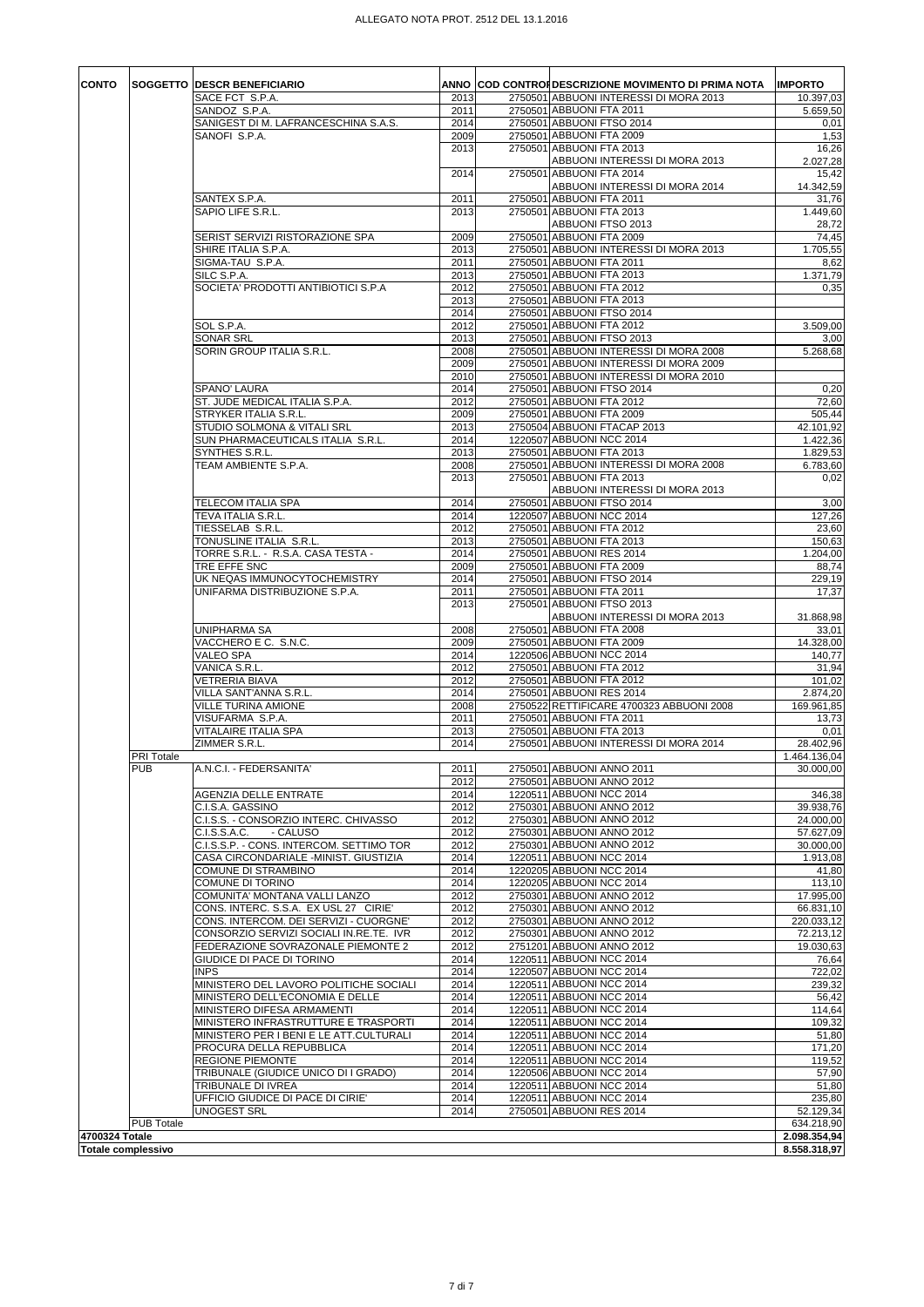ALLEGATO NOTA PROT. 2512 DEL 13.1.2016

| CONTO | SOGGETTO | DESCR BENEFICIARIO | ANNO | COD CONTROP | DESCRIZIONE MOVIMENTO DI PRIMA NOTA | IMPORTO |
|---|---|---|---|---|---|---|
| | | SACE FCT S.P.A. | 2013 | 2750501 | ABBUONI INTERESSI DI MORA 2013 | 10.397,03 |
| | | SANDOZ S.P.A. | 2011 | 2750501 | ABBUONI FTA 2011 | 5.659,50 |
| | | SANIGEST DI M. LAFRANCESCHINA S.A.S. | 2014 | 2750501 | ABBUONI FTSO 2014 | 0,01 |
| | | SANOFI S.P.A. | 2009 | 2750501 | ABBUONI FTA 2009 | 1,53 |
| | | | 2013 | 2750501 | ABBUONI FTA 2013 | 16,26 |
| | | | | | ABBUONI INTERESSI DI MORA 2013 | 2.027,28 |
| | | | 2014 | 2750501 | ABBUONI FTA 2014 | 15,42 |
| | | | | | ABBUONI INTERESSI DI MORA 2014 | 14.342,59 |
| | | SANTEX S.P.A. | 2011 | 2750501 | ABBUONI FTA 2011 | 31,76 |
| | | SAPIO LIFE S.R.L. | 2013 | 2750501 | ABBUONI FTA 2013 | 1.449,60 |
| | | | | | ABBUONI FTSO 2013 | 28,72 |
| | | SERIST SERVIZI RISTORAZIONE SPA | 2009 | 2750501 | ABBUONI FTA 2009 | 74,45 |
| | | SHIRE ITALIA S.P.A. | 2013 | 2750501 | ABBUONI INTERESSI DI MORA 2013 | 1.705,55 |
| | | SIGMA-TAU S.P.A. | 2011 | 2750501 | ABBUONI FTA 2011 | 8,62 |
| | | SILC S.P.A. | 2013 | 2750501 | ABBUONI FTA 2013 | 1.371,79 |
| | | SOCIETA' PRODOTTI ANTIBIOTICI S.P.A | 2012 | 2750501 | ABBUONI FTA 2012 | 0,35 |
| | | | 2013 | 2750501 | ABBUONI FTA 2013 | |
| | | | 2014 | 2750501 | ABBUONI FTSO 2014 | |
| | | SOL S.P.A. | 2012 | 2750501 | ABBUONI FTA 2012 | 3.509,00 |
| | | SONAR SRL | 2013 | 2750501 | ABBUONI FTSO 2013 | 3,00 |
| | | SORIN GROUP ITALIA S.R.L. | 2008 | 2750501 | ABBUONI INTERESSI DI MORA 2008 | 5.268,68 |
| | | | 2009 | 2750501 | ABBUONI INTERESSI DI MORA 2009 | |
| | | | 2010 | 2750501 | ABBUONI INTERESSI DI MORA 2010 | |
| | | SPANO' LAURA | 2014 | 2750501 | ABBUONI FTSO 2014 | 0,20 |
| | | ST. JUDE MEDICAL ITALIA S.P.A. | 2012 | 2750501 | ABBUONI FTA 2012 | 72,60 |
| | | STRYKER ITALIA S.R.L. | 2009 | 2750501 | ABBUONI FTA 2009 | 505,44 |
| | | STUDIO SOLMONA & VITALI SRL | 2013 | 2750504 | ABBUONI FTACAP 2013 | 42.101,92 |
| | | SUN PHARMACEUTICALS ITALIA S.R.L. | 2014 | 1220507 | ABBUONI NCC 2014 | 1.422,36 |
| | | SYNTHES S.R.L. | 2013 | 2750501 | ABBUONI FTA 2013 | 1.829,53 |
| | | TEAM AMBIENTE S.P.A. | 2008 | 2750501 | ABBUONI INTERESSI DI MORA 2008 | 6.783,60 |
| | | | 2013 | 2750501 | ABBUONI FTA 2013 | 0,02 |
| | | | | | ABBUONI INTERESSI DI MORA 2013 | |
| | | TELECOM ITALIA SPA | 2014 | 2750501 | ABBUONI FTSO 2014 | 3,00 |
| | | TEVA ITALIA S.R.L. | 2014 | 1220507 | ABBUONI NCC 2014 | 127,26 |
| | | TIESSELAB S.R.L. | 2012 | 2750501 | ABBUONI FTA 2012 | 23,60 |
| | | TONUSLINE ITALIA S.R.L. | 2013 | 2750501 | ABBUONI FTA 2013 | 150,63 |
| | | TORRE S.R.L. - R.S.A. CASA TESTA - | 2014 | 2750501 | ABBUONI RES 2014 | 1.204,00 |
| | | TRE EFFE SNC | 2009 | 2750501 | ABBUONI FTA 2009 | 88,74 |
| | | UK NEQAS IMMUNOCYTOCHEMISTRY | 2014 | 2750501 | ABBUONI FTSO 2014 | 229,19 |
| | | UNIFARMA DISTRIBUZIONE S.P.A. | 2011 | 2750501 | ABBUONI FTA 2011 | 17,37 |
| | | | 2013 | 2750501 | ABBUONI FTSO 2013 | |
| | | | | | ABBUONI INTERESSI DI MORA 2013 | 31.868,98 |
| | | UNIPHARMA SA | 2008 | 2750501 | ABBUONI FTA 2008 | 33,01 |
| | | VACCHERO E C. S.N.C. | 2009 | 2750501 | ABBUONI FTA 2009 | 14.328,00 |
| | | VALEO SPA | 2014 | 1220506 | ABBUONI NCC 2014 | 140,77 |
| | | VANICA S.R.L. | 2012 | 2750501 | ABBUONI FTA 2012 | 31,94 |
| | | VETRERIA BIAVA | 2012 | 2750501 | ABBUONI FTA 2012 | 101,02 |
| | | VILLA SANT'ANNA S.R.L. | 2014 | 2750501 | ABBUONI RES 2014 | 2.874,20 |
| | | VILLE TURINA AMIONE | 2008 | 2750522 | RETTIFICARE 4700323 ABBUONI 2008 | 169.961,85 |
| | | VISUFARMA S.P.A. | 2011 | 2750501 | ABBUONI FTA 2011 | 13,73 |
| | | VITALAIRE ITALIA SPA | 2013 | 2750501 | ABBUONI FTA 2013 | 0,01 |
| | | ZIMMER S.R.L. | 2014 | 2750501 | ABBUONI INTERESSI DI MORA 2014 | 28.402,96 |
| | PRI Totale | | | | | 1.464.136,04 |
| | PUB | A.N.C.I. - FEDERSANITA' | 2011 | 2750501 | ABBUONI ANNO 2011 | 30.000,00 |
| | | | 2012 | 2750501 | ABBUONI ANNO 2012 | |
| | | AGENZIA DELLE ENTRATE | 2014 | 1220511 | ABBUONI NCC 2014 | 346,38 |
| | | C.I.S.A. GASSINO | 2012 | 2750301 | ABBUONI ANNO 2012 | 39.938,76 |
| | | C.I.S.S. - CONSORZIO INTERC. CHIVASSO | 2012 | 2750301 | ABBUONI ANNO 2012 | 24.000,00 |
| | | C.I.S.S.A.C. - CALUSO | 2012 | 2750301 | ABBUONI ANNO 2012 | 57.627,09 |
| | | C.I.S.S.P. - CONS. INTERCOM. SETTIMO TOR | 2012 | 2750301 | ABBUONI ANNO 2012 | 30.000,00 |
| | | CASA CIRCONDARIALE -MINIST. GIUSTIZIA | 2014 | 1220511 | ABBUONI NCC 2014 | 1.913,08 |
| | | COMUNE DI STRAMBINO | 2014 | 1220205 | ABBUONI NCC 2014 | 41,80 |
| | | COMUNE DI TORINO | 2014 | 1220205 | ABBUONI NCC 2014 | 113,10 |
| | | COMUNITA' MONTANA VALLI LANZO | 2012 | 2750301 | ABBUONI ANNO 2012 | 17.995,00 |
| | | CONS. INTERC. S.S.A. EX USL 27 CIRIE' | 2012 | 2750301 | ABBUONI ANNO 2012 | 66.831,10 |
| | | CONS. INTERCOM. DEI SERVIZI - CUORGNE' | 2012 | 2750301 | ABBUONI ANNO 2012 | 220.033,12 |
| | | CONSORZIO SERVIZI SOCIALI IN.RE.TE. IVR | 2012 | 2750301 | ABBUONI ANNO 2012 | 72.213,12 |
| | | FEDERAZIONE SOVRAZONALE PIEMONTE 2 | 2012 | 2751201 | ABBUONI ANNO 2012 | 19.030,63 |
| | | GIUDICE DI PACE DI TORINO | 2014 | 1220511 | ABBUONI NCC 2014 | 76,64 |
| | | INPS | 2014 | 1220507 | ABBUONI NCC 2014 | 722,02 |
| | | MINISTERO DEL LAVORO POLITICHE SOCIALI | 2014 | 1220511 | ABBUONI NCC 2014 | 239,32 |
| | | MINISTERO DELL'ECONOMIA E DELLE | 2014 | 1220511 | ABBUONI NCC 2014 | 56,42 |
| | | MINISTERO DIFESA ARMAMENTI | 2014 | 1220511 | ABBUONI NCC 2014 | 114,64 |
| | | MINISTERO INFRASTRUTTURE E TRASPORTI | 2014 | 1220511 | ABBUONI NCC 2014 | 109,32 |
| | | MINISTERO PER I BENI E LE ATT.CULTURALI | 2014 | 1220511 | ABBUONI NCC 2014 | 51,80 |
| | | PROCURA DELLA REPUBBLICA | 2014 | 1220511 | ABBUONI NCC 2014 | 171,20 |
| | | REGIONE PIEMONTE | 2014 | 1220511 | ABBUONI NCC 2014 | 119,52 |
| | | TRIBUNALE (GIUDICE UNICO DI I GRADO) | 2014 | 1220506 | ABBUONI NCC 2014 | 57,90 |
| | | TRIBUNALE DI IVREA | 2014 | 1220511 | ABBUONI NCC 2014 | 51,80 |
| | | UFFICIO GIUDICE DI PACE DI CIRIE' | 2014 | 1220511 | ABBUONI NCC 2014 | 235,80 |
| | | UNOGEST SRL | 2014 | 2750501 | ABBUONI RES 2014 | 52.129,34 |
| | PUB Totale | | | | | 634.218,90 |
| 4700324 Totale | | | | | | 2.098.354,94 |
| Totale complessivo | | | | | | 8.558.318,97 |